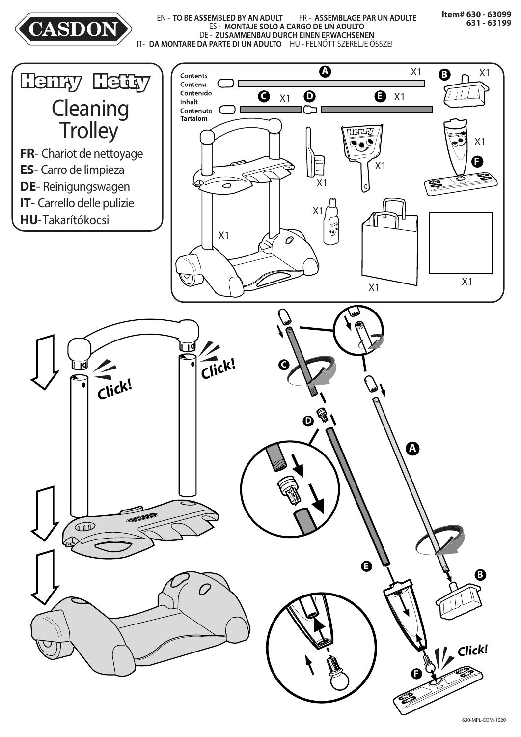CASDON

EN - **TO BE ASSEMBLED BY AN ADULT** FR - **ASSEMBLAGE PAR UN ADULTE**
ES - **MONTAJE SOLO A CARGO DE UN ADULTO**
DE - **ZUSAMMENBAU DURCH EINEN ERWACHSENEN**
IT- **DA MONTARE DA PARTE DI UN ADULTO** HU - FELNŐTT SZERELJE ÖSSZE!

**Item# 630 - 63099**
**631 - 63199**

# Henry Hetty

# Cleaning Trolley

**FR**- Chariot de nettoyage
**ES**- Carro de limpieza
**DE**- Reinigungswagen
**IT**- Carrello delle pulizie
**HU**-Takarítókocsi

**Contents**
**Contenu**
**Contenido**
**Inhalt**
**Contenuto**
**Tartalom**

A X1
B X1
C X1
D
E X1
F X1
X1
X1
X1
X1
X1
X1

Click!
Click!
Click!

C
D
A
E
B
F

630-MPL-COM-1020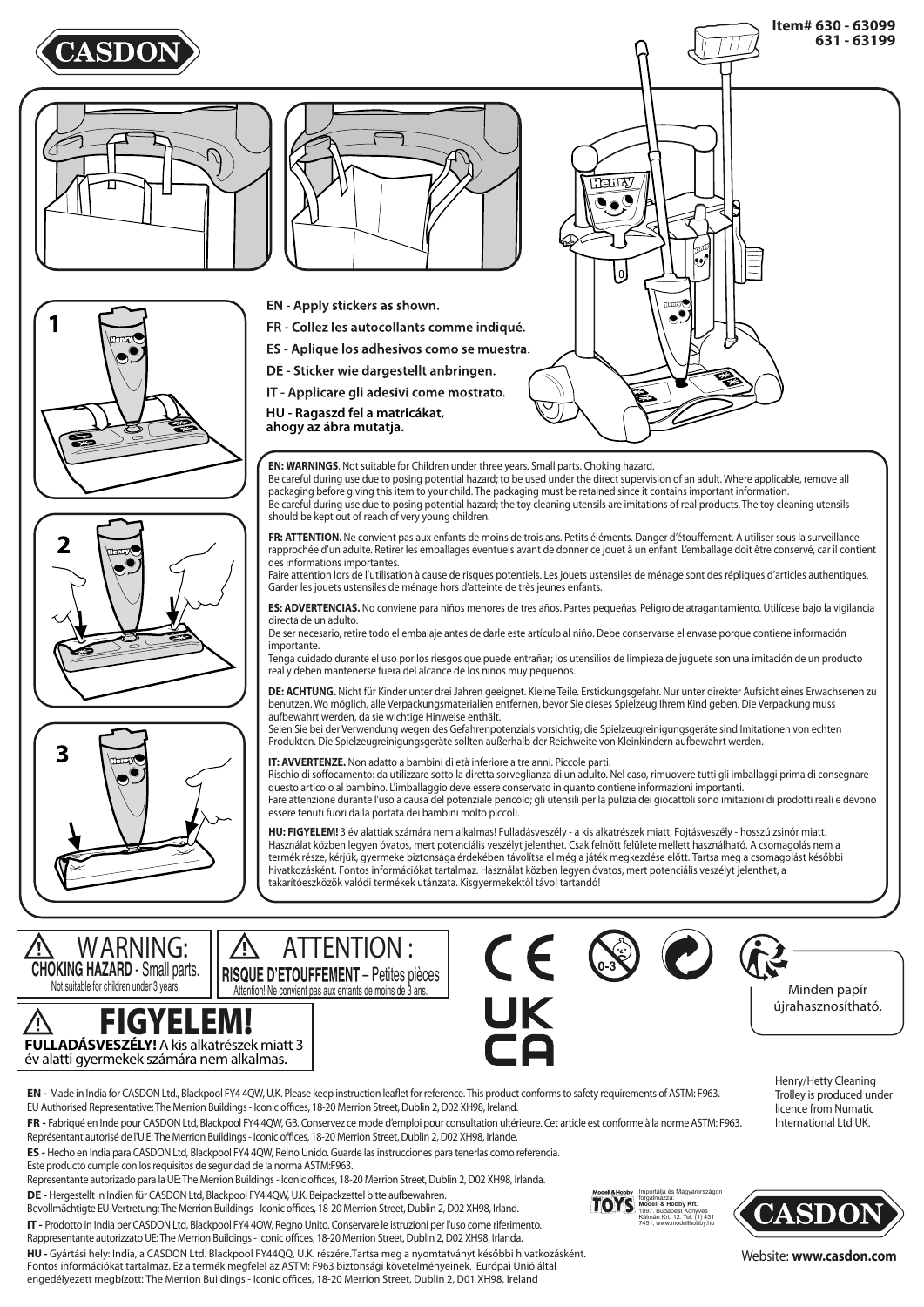CASDON

**Item# 630 - 63099**
**631 - 63199**

1

2

3

**EN - Apply stickers as shown.**

**FR - Collez les autocollants comme indiqué.**

**ES - Aplique los adhesivos como se muestra.**

**DE - Sticker wie dargestellt anbringen.**

**IT - Applicare gli adesivi come mostrato.**

**HU - Ragaszd fel a matricákat, ahogy az ábra mutatja.**

**EN: WARNINGS**. Not suitable for Children under three years. Small parts. Choking hazard.
Be careful during use due to posing potential hazard; to be used under the direct supervision of an adult. Where applicable, remove all packaging before giving this item to your child. The packaging must be retained since it contains important information.
Be careful during use due to posing potential hazard; the toy cleaning utensils are imitations of real products. The toy cleaning utensils should be kept out of reach of very young children.

**FR: ATTENTION.** Ne convient pas aux enfants de moins de trois ans. Petits éléments. Danger d'étouffement. À utiliser sous la surveillance rapprochée d'un adulte. Retirer les emballages éventuels avant de donner ce jouet à un enfant. L'emballage doit être conservé, car il contient des informations importantes.
Faire attention lors de l'utilisation à cause de risques potentiels. Les jouets ustensiles de ménage sont des répliques d'articles authentiques. Garder les jouets ustensiles de ménage hors d'atteinte de très jeunes enfants.

**ES: ADVERTENCIAS.** No conviene para niños menores de tres años. Partes pequeñas. Peligro de atragantamiento. Utilícese bajo la vigilancia directa de un adulto.
De ser necesario, retire todo el embalaje antes de darle este artículo al niño. Debe conservarse el envase porque contiene información importante.
Tenga cuidado durante el uso por los riesgos que puede entrañar; los utensilios de limpieza de juguete son una imitación de un producto real y deben mantenerse fuera del alcance de los niños muy pequeños.

**DE: ACHTUNG.** Nicht für Kinder unter drei Jahren geeignet. Kleine Teile. Erstickungsgefahr. Nur unter direkter Aufsicht eines Erwachsenen zu benutzen. Wo möglich, alle Verpackungsmaterialien entfernen, bevor Sie dieses Spielzeug Ihrem Kind geben. Die Verpackung muss aufbewahrt werden, da sie wichtige Hinweise enthält.
Seien Sie bei der Verwendung wegen des Gefahrenpotenzials vorsichtig; die Spielzeugreinigungsgeräte sind Imitationen von echten Produkten. Die Spielzeugreinigungsgeräte sollten außerhalb der Reichweite von Kleinkindern aufbewahrt werden.

**IT: AVVERTENZE.** Non adatto a bambini di età inferiore a tre anni. Piccole parti.
Rischio di soffocamento: da utilizzare sotto la diretta sorveglianza di un adulto. Nel caso, rimuovere tutti gli imballaggi prima di consegnare questo articolo al bambino. L'imballaggio deve essere conservato in quanto contiene informazioni importanti.
Fare attenzione durante l'uso a causa del potenziale pericolo; gli utensili per la pulizia dei giocattoli sono imitazioni di prodotti reali e devono essere tenuti fuori dalla portata dei bambini molto piccoli.

**HU: FIGYELEM!** 3 év alattiak számára nem alkalmas! Fulladásveszély - a kis alkatrészek miatt, Fojtásveszély - hosszú zsinór miatt. Használat közben legyen óvatos, mert potenciális veszélyt jelenthet. Csak felnőtt felülete mellett használható. A csomagolás nem a termék része, kérjük, gyermeke biztonsága érdekében távolítsa el még a játék megkezdése előtt. Tartsa meg a csomagolást későbbi hivatkozásként. Fontos információkat tartalmaz. Használat közben legyen óvatos, mert potenciális veszélyt jelenthet, a takarítóeszközök valódi termékek utánzata. Kisgyermekektől távol tartandó!

⚠ WARNING:
**CHOKING HAZARD** - Small parts.
Not suitable for children under 3 years.

⚠ ATTENTION :
**RISQUE D'ETOUFFEMENT** – Petites pièces
Attention! Ne convient pas aux enfants de moins de 3 ans.

⚠ **FIGYELEM!**
**FULLADÁSVESZÉLY!** A kis alkatrészek miatt 3 év alatti gyermekek számára nem alkalmas.

CE

UK CA

0-3

Minden papír újrahasznosítható.

Henry/Hetty Cleaning Trolley is produced under licence from Numatic International Ltd UK.

**EN -** Made in India for CASDON Ltd., Blackpool FY4 4QW, U.K. Please keep instruction leaflet for reference. This product conforms to safety requirements of ASTM: F963.
EU Authorised Representative: The Merrion Buildings - Iconic offices, 18-20 Merrion Street, Dublin 2, D02 XH98, Ireland.

**FR -** Fabriqué en Inde pour CASDON Ltd, Blackpool FY4 4QW, GB. Conservez ce mode d'emploi pour consultation ultérieure. Cet article est conforme à la norme ASTM: F963.
Représentant autorisé de l'U.E: The Merrion Buildings - Iconic offices, 18-20 Merrion Street, Dublin 2, D02 XH98, Irlande.

**ES -** Hecho en India para CASDON Ltd, Blackpool FY4 4QW, Reino Unido. Guarde las instrucciones para tenerlas como referencia.
Este producto cumple con los requisitos de seguridad de la norma ASTM:F963.
Representante autorizado para la UE: The Merrion Buildings - Iconic offices, 18-20 Merrion Street, Dublin 2, D02 XH98, Irlanda.

**DE -** Hergestellt in Indien für CASDON Ltd, Blackpool FY4 4QW, U.K. Beipackzettel bitte aufbewahren.
Bevollmächtigte EU-Vertretung: The Merrion Buildings - Iconic offices, 18-20 Merrion Street, Dublin 2, D02 XH98, Irland.

**IT -** Prodotto in India per CASDON Ltd, Blackpool FY4 4QW, Regno Unito. Conservare le istruzioni per l'uso come riferimento.
Rappresentante autorizzato UE: The Merrion Buildings - Iconic offices, 18-20 Merrion Street, Dublin 2, D02 XH98, Irlanda.

**HU -** Gyártási hely: India, a CASDON Ltd. Blackpool FY44QQ, U.K. részére.Tartsa meg a nyomtatványt későbbi hivatkozásként.
Fontos információkat tartalmaz. Ez a termék megfelel az ASTM: F963 biztonsági követelményeinek. Európai Unió által engedélyezett megbízott: The Merrion Buildings - Iconic offices, 18-20 Merrion Street, Dublin 2, D01 XH98, Ireland

Modell & Hobby TOYS
Importálja és Magyarországon forgalmazza:
**Modell & Hobby Kft.**
1097. Budapest Könyves Kálmán Krt. 12. Tel: (1) 431 7451; www.modellhobby.hu

CASDON

Website: **www.casdon.com**